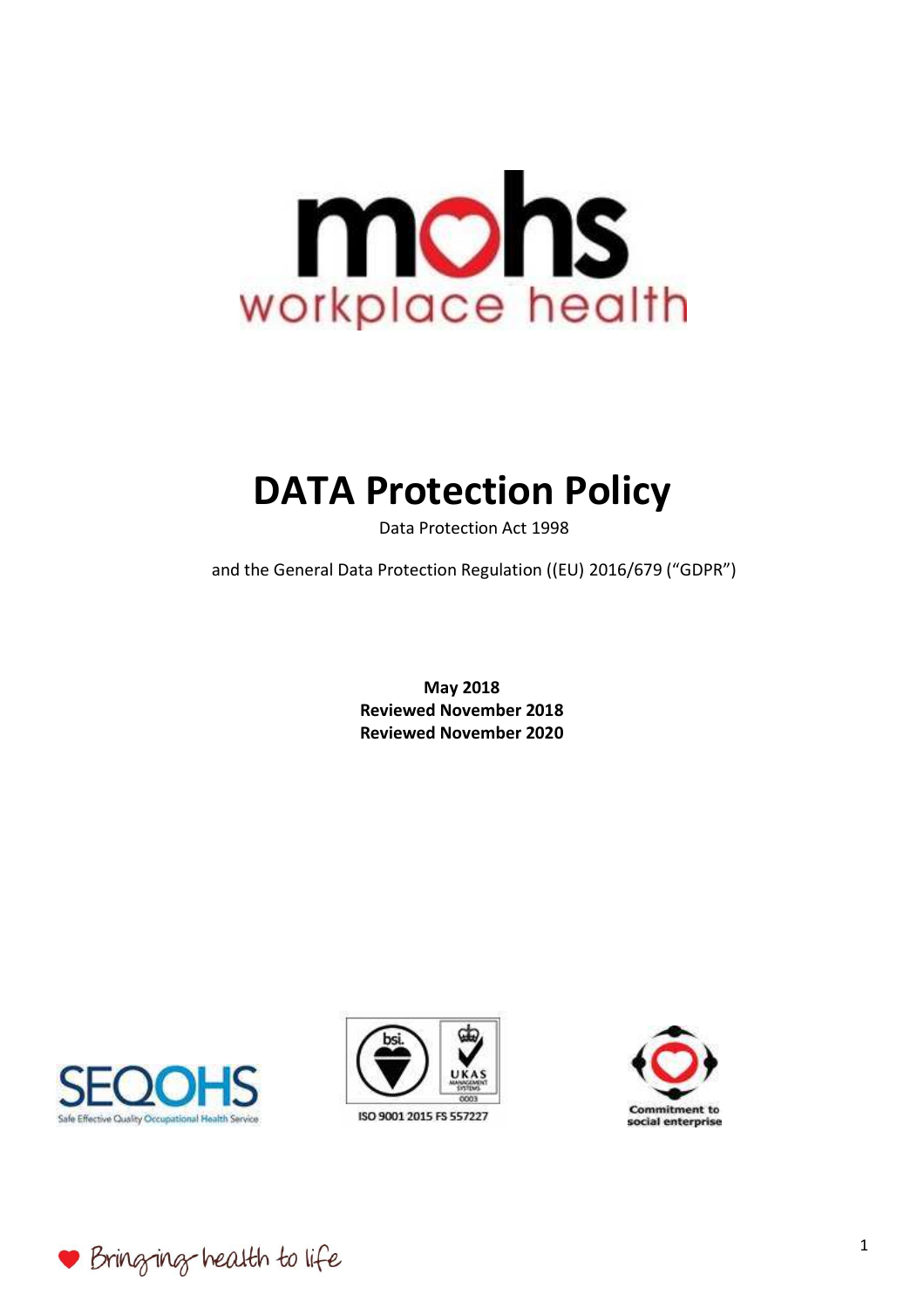# DATA Protection Policy

Data Protection Act 1998

and the General Data Protection Regulation ((EU) 2016/679 ("GDPR")

**May 2018**
**Reviewed November 2018**
**Reviewed November 2020**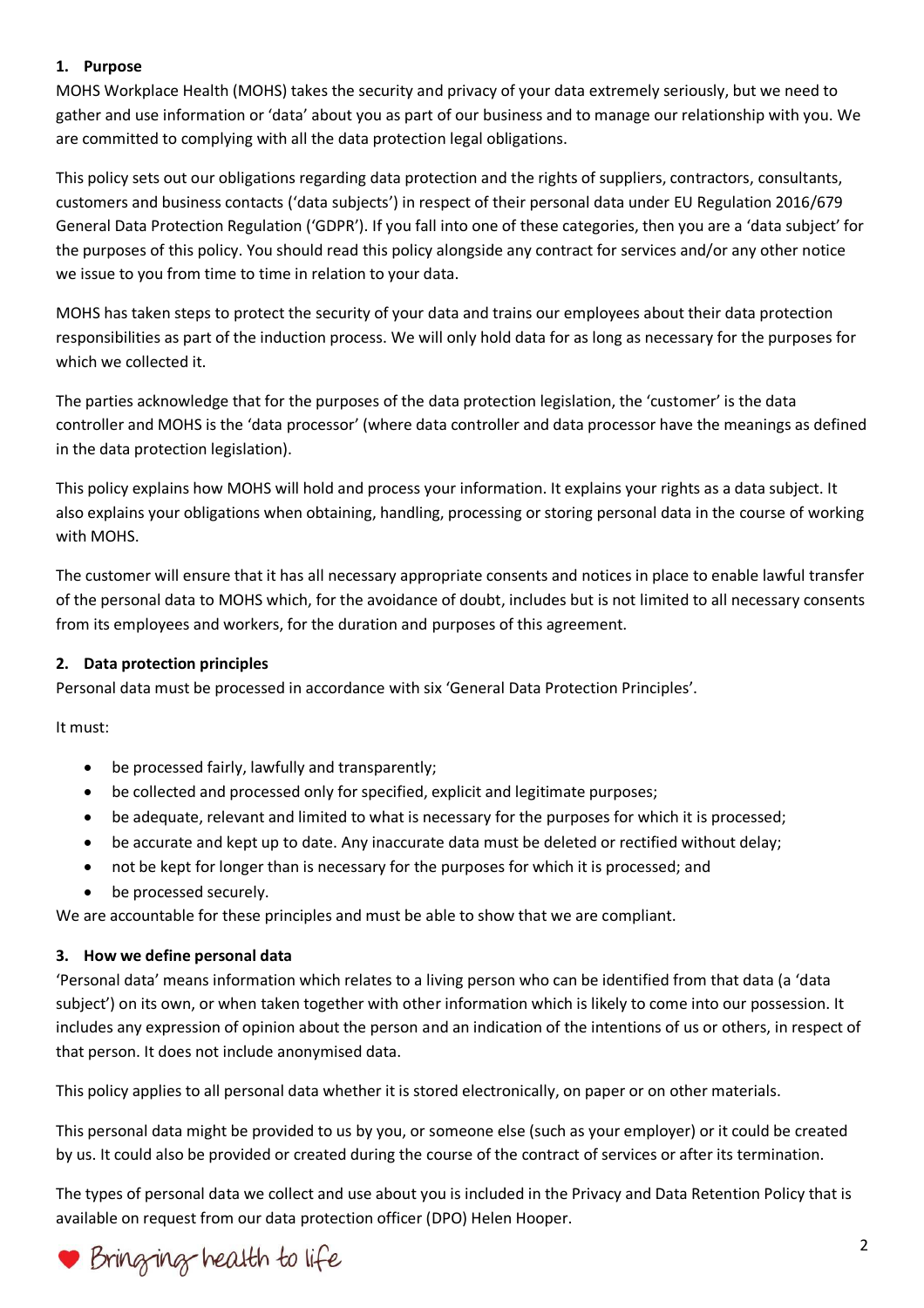## 1. Purpose

MOHS Workplace Health (MOHS) takes the security and privacy of your data extremely seriously, but we need to gather and use information or 'data' about you as part of our business and to manage our relationship with you. We are committed to complying with all the data protection legal obligations.

This policy sets out our obligations regarding data protection and the rights of suppliers, contractors, consultants, customers and business contacts ('data subjects') in respect of their personal data under EU Regulation 2016/679 General Data Protection Regulation ('GDPR'). If you fall into one of these categories, then you are a 'data subject' for the purposes of this policy. You should read this policy alongside any contract for services and/or any other notice we issue to you from time to time in relation to your data.

MOHS has taken steps to protect the security of your data and trains our employees about their data protection responsibilities as part of the induction process. We will only hold data for as long as necessary for the purposes for which we collected it.

The parties acknowledge that for the purposes of the data protection legislation, the 'customer' is the data controller and MOHS is the 'data processor' (where data controller and data processor have the meanings as defined in the data protection legislation).

This policy explains how MOHS will hold and process your information. It explains your rights as a data subject. It also explains your obligations when obtaining, handling, processing or storing personal data in the course of working with MOHS.

The customer will ensure that it has all necessary appropriate consents and notices in place to enable lawful transfer of the personal data to MOHS which, for the avoidance of doubt, includes but is not limited to all necessary consents from its employees and workers, for the duration and purposes of this agreement.

## 2. Data protection principles

Personal data must be processed in accordance with six 'General Data Protection Principles'.

It must:

- be processed fairly, lawfully and transparently;
- be collected and processed only for specified, explicit and legitimate purposes;
- be adequate, relevant and limited to what is necessary for the purposes for which it is processed;
- be accurate and kept up to date. Any inaccurate data must be deleted or rectified without delay;
- not be kept for longer than is necessary for the purposes for which it is processed; and
- be processed securely.

We are accountable for these principles and must be able to show that we are compliant.

## 3. How we define personal data

'Personal data' means information which relates to a living person who can be identified from that data (a 'data subject') on its own, or when taken together with other information which is likely to come into our possession. It includes any expression of opinion about the person and an indication of the intentions of us or others, in respect of that person. It does not include anonymised data.

This policy applies to all personal data whether it is stored electronically, on paper or on other materials.

This personal data might be provided to us by you, or someone else (such as your employer) or it could be created by us. It could also be provided or created during the course of the contract of services or after its termination.

The types of personal data we collect and use about you is included in the Privacy and Data Retention Policy that is available on request from our data protection officer (DPO) Helen Hooper.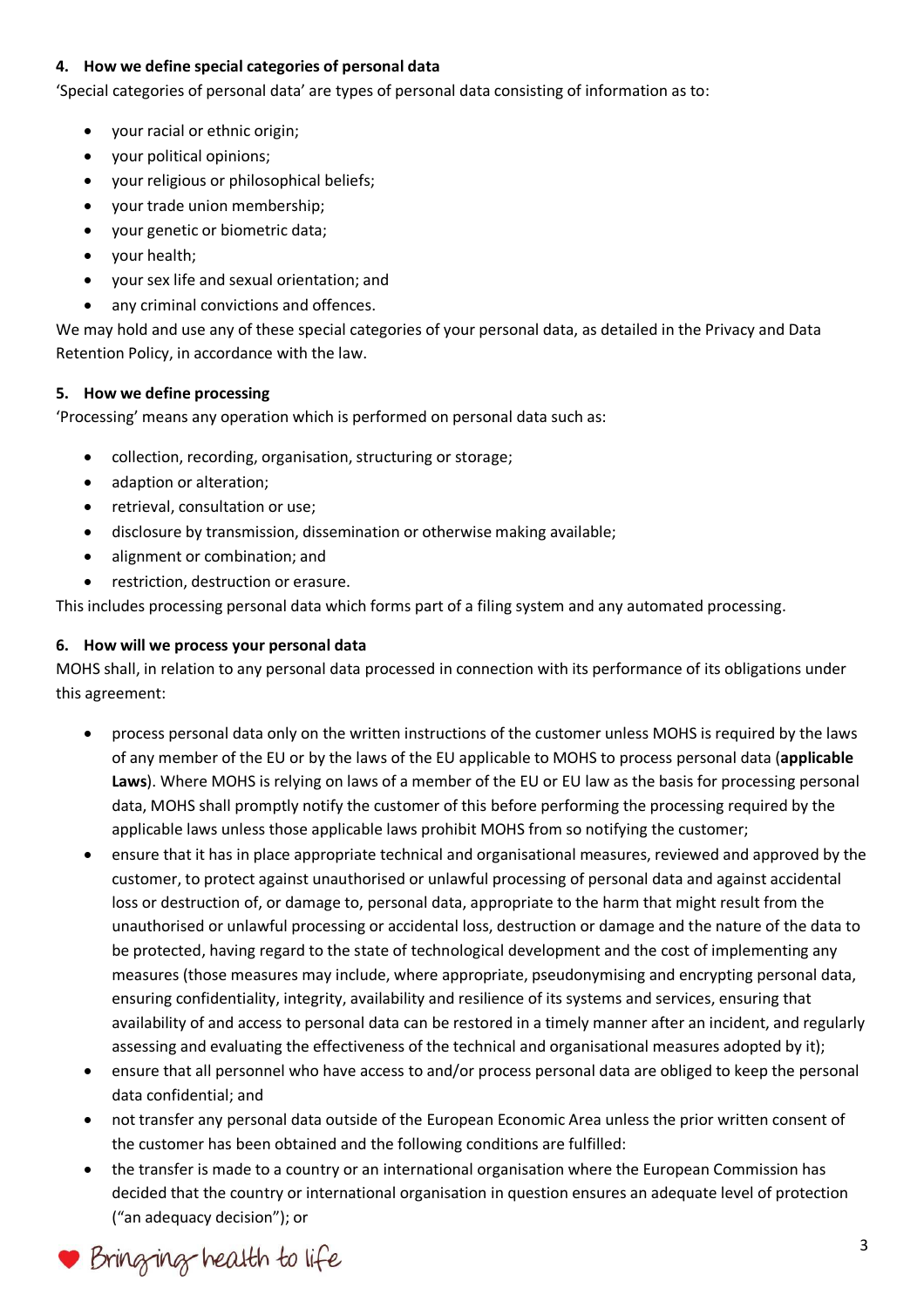#### 4. How we define special categories of personal data

'Special categories of personal data' are types of personal data consisting of information as to:

- your racial or ethnic origin;
- your political opinions;
- your religious or philosophical beliefs;
- your trade union membership;
- your genetic or biometric data;
- your health;
- your sex life and sexual orientation; and
- any criminal convictions and offences.

We may hold and use any of these special categories of your personal data, as detailed in the Privacy and Data Retention Policy, in accordance with the law.

#### 5. How we define processing

'Processing' means any operation which is performed on personal data such as:

- collection, recording, organisation, structuring or storage;
- adaption or alteration;
- retrieval, consultation or use;
- disclosure by transmission, dissemination or otherwise making available;
- alignment or combination; and
- restriction, destruction or erasure.

This includes processing personal data which forms part of a filing system and any automated processing.

#### 6. How will we process your personal data

MOHS shall, in relation to any personal data processed in connection with its performance of its obligations under this agreement:

- process personal data only on the written instructions of the customer unless MOHS is required by the laws of any member of the EU or by the laws of the EU applicable to MOHS to process personal data (**applicable Laws**). Where MOHS is relying on laws of a member of the EU or EU law as the basis for processing personal data, MOHS shall promptly notify the customer of this before performing the processing required by the applicable laws unless those applicable laws prohibit MOHS from so notifying the customer;
- ensure that it has in place appropriate technical and organisational measures, reviewed and approved by the customer, to protect against unauthorised or unlawful processing of personal data and against accidental loss or destruction of, or damage to, personal data, appropriate to the harm that might result from the unauthorised or unlawful processing or accidental loss, destruction or damage and the nature of the data to be protected, having regard to the state of technological development and the cost of implementing any measures (those measures may include, where appropriate, pseudonymising and encrypting personal data, ensuring confidentiality, integrity, availability and resilience of its systems and services, ensuring that availability of and access to personal data can be restored in a timely manner after an incident, and regularly assessing and evaluating the effectiveness of the technical and organisational measures adopted by it);
- ensure that all personnel who have access to and/or process personal data are obliged to keep the personal data confidential; and
- not transfer any personal data outside of the European Economic Area unless the prior written consent of the customer has been obtained and the following conditions are fulfilled:
- the transfer is made to a country or an international organisation where the European Commission has decided that the country or international organisation in question ensures an adequate level of protection ("an adequacy decision"); or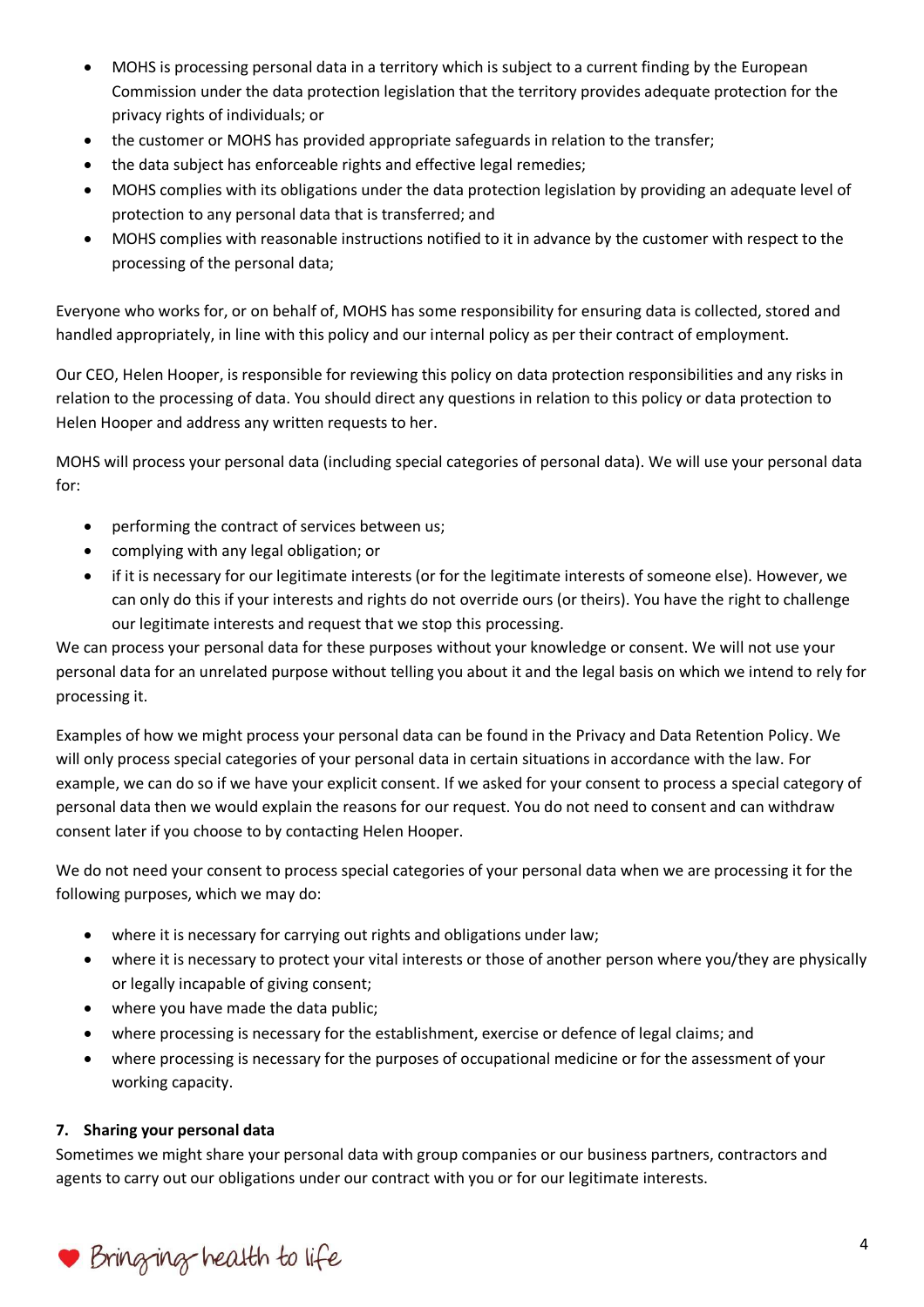- MOHS is processing personal data in a territory which is subject to a current finding by the European Commission under the data protection legislation that the territory provides adequate protection for the privacy rights of individuals; or
- the customer or MOHS has provided appropriate safeguards in relation to the transfer;
- the data subject has enforceable rights and effective legal remedies;
- MOHS complies with its obligations under the data protection legislation by providing an adequate level of protection to any personal data that is transferred; and
- MOHS complies with reasonable instructions notified to it in advance by the customer with respect to the processing of the personal data;

Everyone who works for, or on behalf of, MOHS has some responsibility for ensuring data is collected, stored and handled appropriately, in line with this policy and our internal policy as per their contract of employment.

Our CEO, Helen Hooper, is responsible for reviewing this policy on data protection responsibilities and any risks in relation to the processing of data. You should direct any questions in relation to this policy or data protection to Helen Hooper and address any written requests to her.

MOHS will process your personal data (including special categories of personal data). We will use your personal data for:

- performing the contract of services between us;
- complying with any legal obligation; or
- if it is necessary for our legitimate interests (or for the legitimate interests of someone else). However, we can only do this if your interests and rights do not override ours (or theirs). You have the right to challenge our legitimate interests and request that we stop this processing.

We can process your personal data for these purposes without your knowledge or consent. We will not use your personal data for an unrelated purpose without telling you about it and the legal basis on which we intend to rely for processing it.

Examples of how we might process your personal data can be found in the Privacy and Data Retention Policy. We will only process special categories of your personal data in certain situations in accordance with the law. For example, we can do so if we have your explicit consent. If we asked for your consent to process a special category of personal data then we would explain the reasons for our request. You do not need to consent and can withdraw consent later if you choose to by contacting Helen Hooper.

We do not need your consent to process special categories of your personal data when we are processing it for the following purposes, which we may do:

- where it is necessary for carrying out rights and obligations under law;
- where it is necessary to protect your vital interests or those of another person where you/they are physically or legally incapable of giving consent;
- where you have made the data public;
- where processing is necessary for the establishment, exercise or defence of legal claims; and
- where processing is necessary for the purposes of occupational medicine or for the assessment of your working capacity.

### 7. Sharing your personal data

Sometimes we might share your personal data with group companies or our business partners, contractors and agents to carry out our obligations under our contract with you or for our legitimate interests.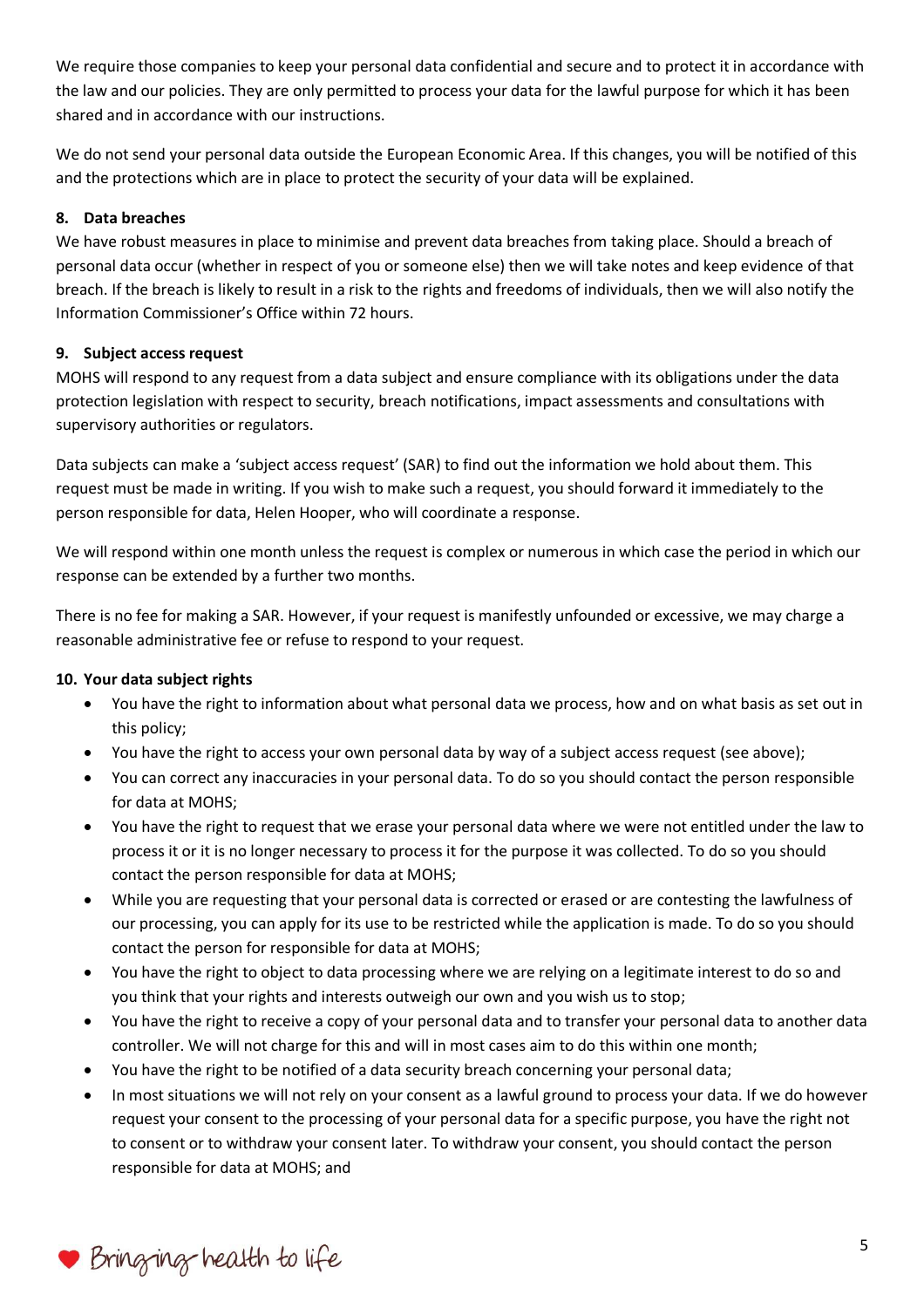We require those companies to keep your personal data confidential and secure and to protect it in accordance with the law and our policies. They are only permitted to process your data for the lawful purpose for which it has been shared and in accordance with our instructions.

We do not send your personal data outside the European Economic Area. If this changes, you will be notified of this and the protections which are in place to protect the security of your data will be explained.

**8. Data breaches**

We have robust measures in place to minimise and prevent data breaches from taking place. Should a breach of personal data occur (whether in respect of you or someone else) then we will take notes and keep evidence of that breach. If the breach is likely to result in a risk to the rights and freedoms of individuals, then we will also notify the Information Commissioner's Office within 72 hours.

**9. Subject access request**

MOHS will respond to any request from a data subject and ensure compliance with its obligations under the data protection legislation with respect to security, breach notifications, impact assessments and consultations with supervisory authorities or regulators.

Data subjects can make a 'subject access request' (SAR) to find out the information we hold about them. This request must be made in writing. If you wish to make such a request, you should forward it immediately to the person responsible for data, Helen Hooper, who will coordinate a response.

We will respond within one month unless the request is complex or numerous in which case the period in which our response can be extended by a further two months.

There is no fee for making a SAR. However, if your request is manifestly unfounded or excessive, we may charge a reasonable administrative fee or refuse to respond to your request.

**10. Your data subject rights**

- You have the right to information about what personal data we process, how and on what basis as set out in this policy;
- You have the right to access your own personal data by way of a subject access request (see above);
- You can correct any inaccuracies in your personal data. To do so you should contact the person responsible for data at MOHS;
- You have the right to request that we erase your personal data where we were not entitled under the law to process it or it is no longer necessary to process it for the purpose it was collected. To do so you should contact the person responsible for data at MOHS;
- While you are requesting that your personal data is corrected or erased or are contesting the lawfulness of our processing, you can apply for its use to be restricted while the application is made. To do so you should contact the person for responsible for data at MOHS;
- You have the right to object to data processing where we are relying on a legitimate interest to do so and you think that your rights and interests outweigh our own and you wish us to stop;
- You have the right to receive a copy of your personal data and to transfer your personal data to another data controller. We will not charge for this and will in most cases aim to do this within one month;
- You have the right to be notified of a data security breach concerning your personal data;
- In most situations we will not rely on your consent as a lawful ground to process your data. If we do however request your consent to the processing of your personal data for a specific purpose, you have the right not to consent or to withdraw your consent later. To withdraw your consent, you should contact the person responsible for data at MOHS; and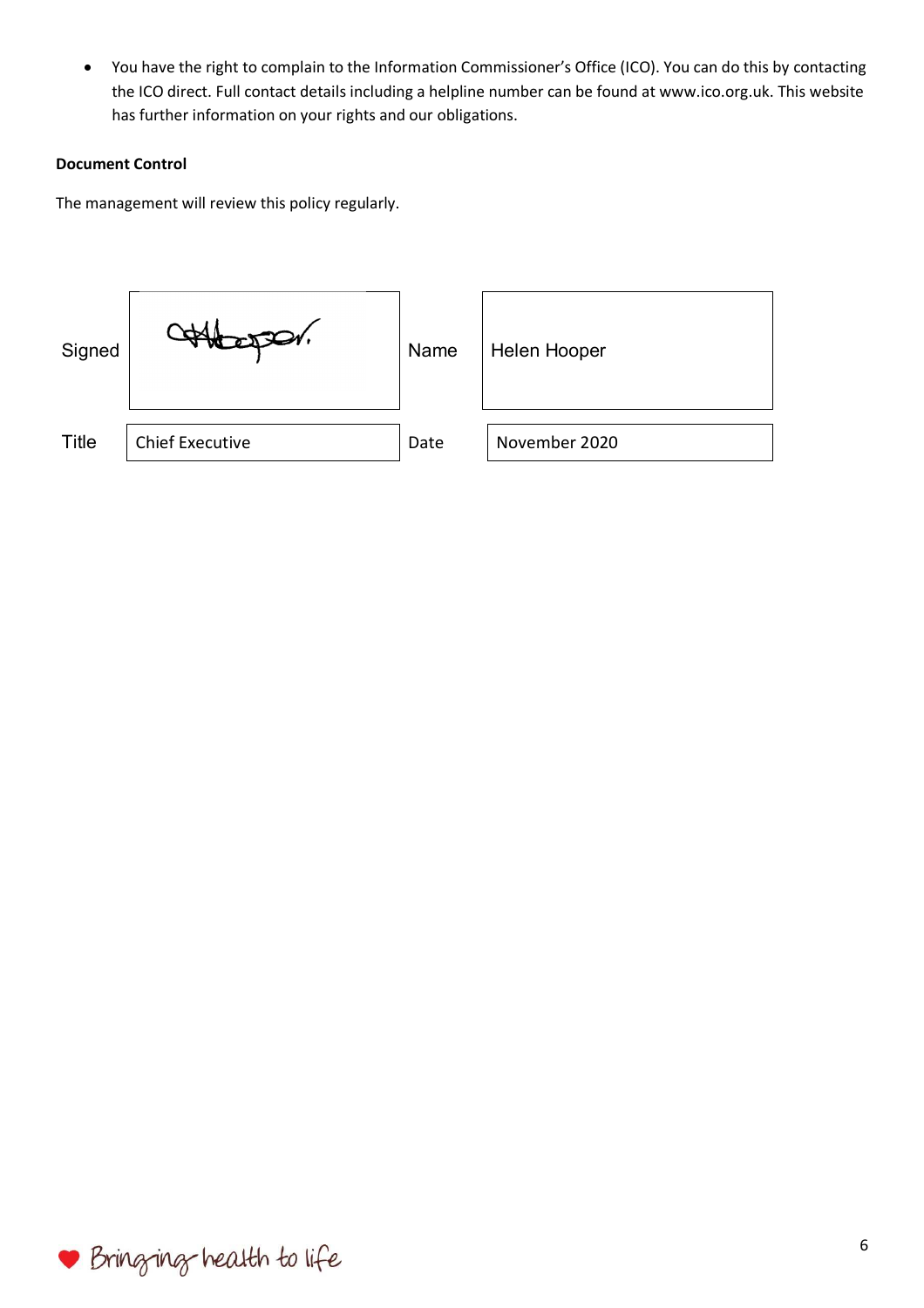- You have the right to complain to the Information Commissioner's Office (ICO). You can do this by contacting the ICO direct. Full contact details including a helpline number can be found at www.ico.org.uk. This website has further information on your rights and our obligations.

**Document Control**

The management will review this policy regularly.

| | | | |
|---|---|---|---|
| Signed | | Name | Helen Hooper |
| Title | Chief Executive | Date | November 2020 |

Bringing health to life